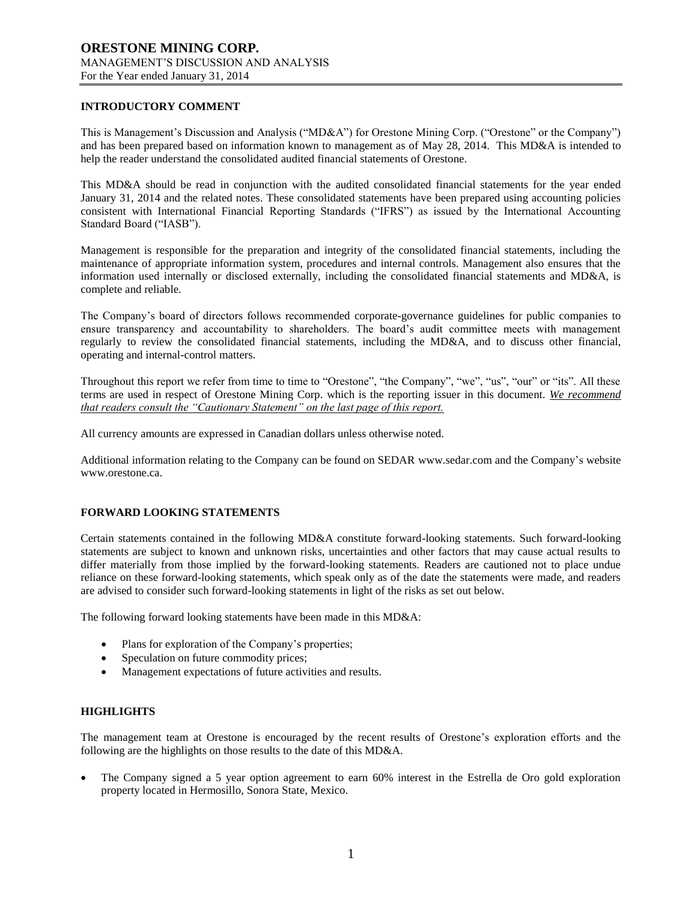# ORESTONE MINING CORP.

MANAGEMENT'S DISCUSSION AND ANALYSIS
For the Year ended January 31, 2014

## INTRODUCTORY COMMENT

This is Management's Discussion and Analysis ("MD&A") for Orestone Mining Corp. ("Orestone" or the Company") and has been prepared based on information known to management as of May 28, 2014. This MD&A is intended to help the reader understand the consolidated audited financial statements of Orestone.

This MD&A should be read in conjunction with the audited consolidated financial statements for the year ended January 31, 2014 and the related notes. These consolidated statements have been prepared using accounting policies consistent with International Financial Reporting Standards ("IFRS") as issued by the International Accounting Standard Board ("IASB").

Management is responsible for the preparation and integrity of the consolidated financial statements, including the maintenance of appropriate information system, procedures and internal controls. Management also ensures that the information used internally or disclosed externally, including the consolidated financial statements and MD&A, is complete and reliable.

The Company's board of directors follows recommended corporate-governance guidelines for public companies to ensure transparency and accountability to shareholders. The board's audit committee meets with management regularly to review the consolidated financial statements, including the MD&A, and to discuss other financial, operating and internal-control matters.

Throughout this report we refer from time to time to "Orestone", "the Company", "we", "us", "our" or "its". All these terms are used in respect of Orestone Mining Corp. which is the reporting issuer in this document. *We recommend that readers consult the "Cautionary Statement" on the last page of this report.*

All currency amounts are expressed in Canadian dollars unless otherwise noted.

Additional information relating to the Company can be found on SEDAR www.sedar.com and the Company's website www.orestone.ca.

## FORWARD LOOKING STATEMENTS

Certain statements contained in the following MD&A constitute forward-looking statements. Such forward-looking statements are subject to known and unknown risks, uncertainties and other factors that may cause actual results to differ materially from those implied by the forward-looking statements. Readers are cautioned not to place undue reliance on these forward-looking statements, which speak only as of the date the statements were made, and readers are advised to consider such forward-looking statements in light of the risks as set out below.

The following forward looking statements have been made in this MD&A:

- Plans for exploration of the Company's properties;
- Speculation on future commodity prices;
- Management expectations of future activities and results.

## HIGHLIGHTS

The management team at Orestone is encouraged by the recent results of Orestone's exploration efforts and the following are the highlights on those results to the date of this MD&A.

- The Company signed a 5 year option agreement to earn 60% interest in the Estrella de Oro gold exploration property located in Hermosillo, Sonora State, Mexico.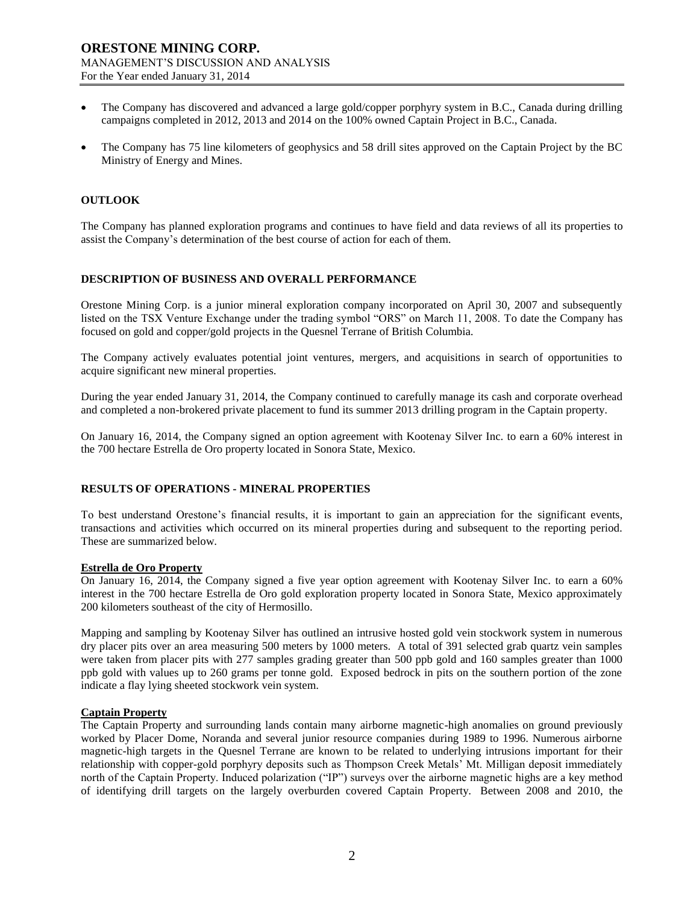- The Company has discovered and advanced a large gold/copper porphyry system in B.C., Canada during drilling campaigns completed in 2012, 2013 and 2014 on the 100% owned Captain Project in B.C., Canada.
- The Company has 75 line kilometers of geophysics and 58 drill sites approved on the Captain Project by the BC Ministry of Energy and Mines.

## OUTLOOK

The Company has planned exploration programs and continues to have field and data reviews of all its properties to assist the Company's determination of the best course of action for each of them.

## DESCRIPTION OF BUSINESS AND OVERALL PERFORMANCE

Orestone Mining Corp. is a junior mineral exploration company incorporated on April 30, 2007 and subsequently listed on the TSX Venture Exchange under the trading symbol "ORS" on March 11, 2008. To date the Company has focused on gold and copper/gold projects in the Quesnel Terrane of British Columbia.

The Company actively evaluates potential joint ventures, mergers, and acquisitions in search of opportunities to acquire significant new mineral properties.

During the year ended January 31, 2014, the Company continued to carefully manage its cash and corporate overhead and completed a non-brokered private placement to fund its summer 2013 drilling program in the Captain property.

On January 16, 2014, the Company signed an option agreement with Kootenay Silver Inc. to earn a 60% interest in the 700 hectare Estrella de Oro property located in Sonora State, Mexico.

## RESULTS OF OPERATIONS - MINERAL PROPERTIES

To best understand Orestone's financial results, it is important to gain an appreciation for the significant events, transactions and activities which occurred on its mineral properties during and subsequent to the reporting period. These are summarized below.

### Estrella de Oro Property

On January 16, 2014, the Company signed a five year option agreement with Kootenay Silver Inc. to earn a 60% interest in the 700 hectare Estrella de Oro gold exploration property located in Sonora State, Mexico approximately 200 kilometers southeast of the city of Hermosillo.

Mapping and sampling by Kootenay Silver has outlined an intrusive hosted gold vein stockwork system in numerous dry placer pits over an area measuring 500 meters by 1000 meters. A total of 391 selected grab quartz vein samples were taken from placer pits with 277 samples grading greater than 500 ppb gold and 160 samples greater than 1000 ppb gold with values up to 260 grams per tonne gold. Exposed bedrock in pits on the southern portion of the zone indicate a flay lying sheeted stockwork vein system.

### Captain Property

The Captain Property and surrounding lands contain many airborne magnetic-high anomalies on ground previously worked by Placer Dome, Noranda and several junior resource companies during 1989 to 1996. Numerous airborne magnetic-high targets in the Quesnel Terrane are known to be related to underlying intrusions important for their relationship with copper-gold porphyry deposits such as Thompson Creek Metals' Mt. Milligan deposit immediately north of the Captain Property. Induced polarization ("IP") surveys over the airborne magnetic highs are a key method of identifying drill targets on the largely overburden covered Captain Property. Between 2008 and 2010, the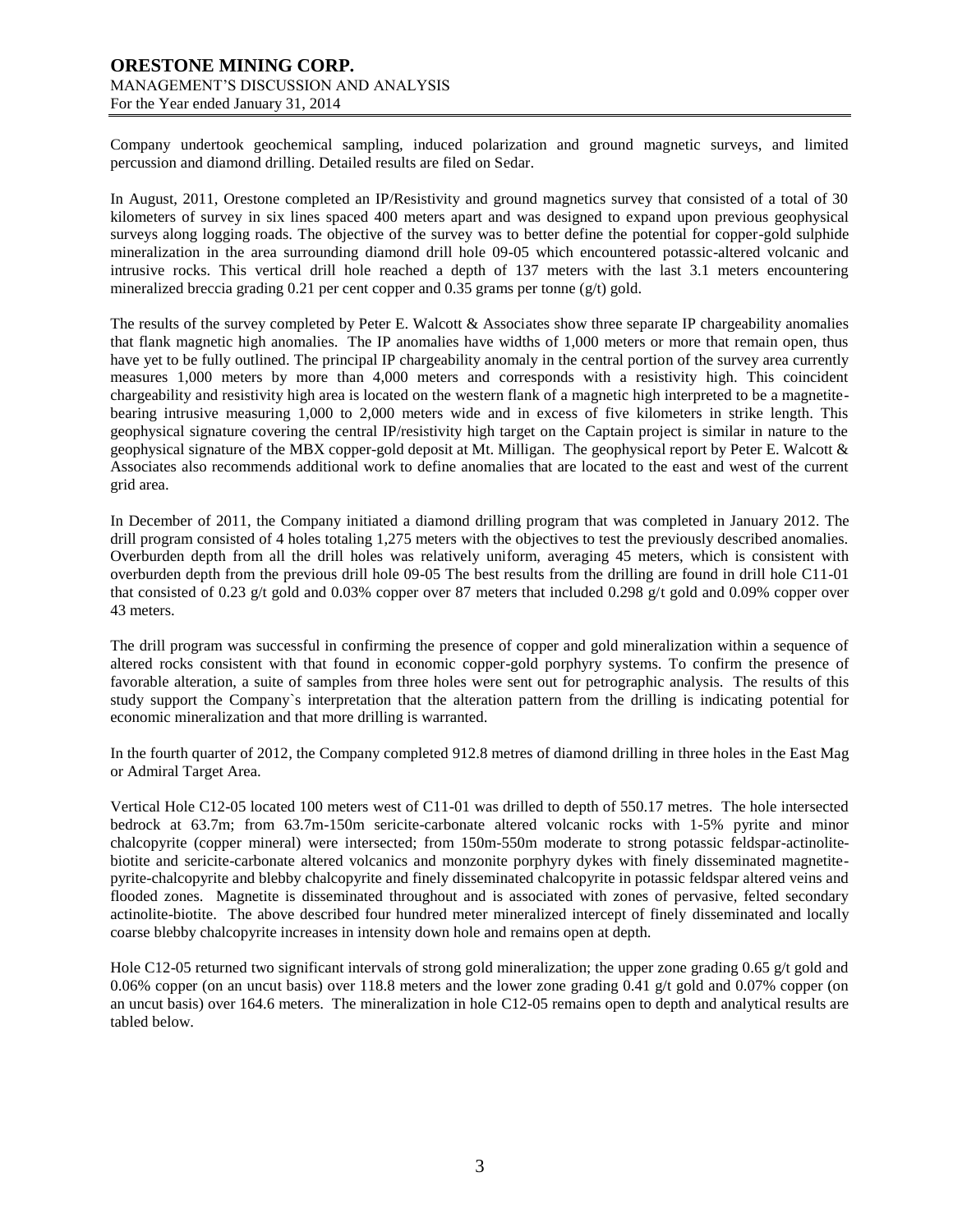Company undertook geochemical sampling, induced polarization and ground magnetic surveys, and limited percussion and diamond drilling. Detailed results are filed on Sedar.

In August, 2011, Orestone completed an IP/Resistivity and ground magnetics survey that consisted of a total of 30 kilometers of survey in six lines spaced 400 meters apart and was designed to expand upon previous geophysical surveys along logging roads. The objective of the survey was to better define the potential for copper-gold sulphide mineralization in the area surrounding diamond drill hole 09-05 which encountered potassic-altered volcanic and intrusive rocks. This vertical drill hole reached a depth of 137 meters with the last 3.1 meters encountering mineralized breccia grading 0.21 per cent copper and 0.35 grams per tonne (g/t) gold.

The results of the survey completed by Peter E. Walcott & Associates show three separate IP chargeability anomalies that flank magnetic high anomalies. The IP anomalies have widths of 1,000 meters or more that remain open, thus have yet to be fully outlined. The principal IP chargeability anomaly in the central portion of the survey area currently measures 1,000 meters by more than 4,000 meters and corresponds with a resistivity high. This coincident chargeability and resistivity high area is located on the western flank of a magnetic high interpreted to be a magnetite-bearing intrusive measuring 1,000 to 2,000 meters wide and in excess of five kilometers in strike length. This geophysical signature covering the central IP/resistivity high target on the Captain project is similar in nature to the geophysical signature of the MBX copper-gold deposit at Mt. Milligan. The geophysical report by Peter E. Walcott & Associates also recommends additional work to define anomalies that are located to the east and west of the current grid area.

In December of 2011, the Company initiated a diamond drilling program that was completed in January 2012. The drill program consisted of 4 holes totaling 1,275 meters with the objectives to test the previously described anomalies. Overburden depth from all the drill holes was relatively uniform, averaging 45 meters, which is consistent with overburden depth from the previous drill hole 09-05 The best results from the drilling are found in drill hole C11-01 that consisted of 0.23 g/t gold and 0.03% copper over 87 meters that included 0.298 g/t gold and 0.09% copper over 43 meters.

The drill program was successful in confirming the presence of copper and gold mineralization within a sequence of altered rocks consistent with that found in economic copper-gold porphyry systems. To confirm the presence of favorable alteration, a suite of samples from three holes were sent out for petrographic analysis. The results of this study support the Company`s interpretation that the alteration pattern from the drilling is indicating potential for economic mineralization and that more drilling is warranted.

In the fourth quarter of 2012, the Company completed 912.8 metres of diamond drilling in three holes in the East Mag or Admiral Target Area.

Vertical Hole C12-05 located 100 meters west of C11-01 was drilled to depth of 550.17 metres. The hole intersected bedrock at 63.7m; from 63.7m-150m sericite-carbonate altered volcanic rocks with 1-5% pyrite and minor chalcopyrite (copper mineral) were intersected; from 150m-550m moderate to strong potassic feldspar-actinolite-biotite and sericite-carbonate altered volcanics and monzonite porphyry dykes with finely disseminated magnetite-pyrite-chalcopyrite and blebby chalcopyrite and finely disseminated chalcopyrite in potassic feldspar altered veins and flooded zones. Magnetite is disseminated throughout and is associated with zones of pervasive, felted secondary actinolite-biotite. The above described four hundred meter mineralized intercept of finely disseminated and locally coarse blebby chalcopyrite increases in intensity down hole and remains open at depth.

Hole C12-05 returned two significant intervals of strong gold mineralization; the upper zone grading 0.65 g/t gold and 0.06% copper (on an uncut basis) over 118.8 meters and the lower zone grading 0.41 g/t gold and 0.07% copper (on an uncut basis) over 164.6 meters. The mineralization in hole C12-05 remains open to depth and analytical results are tabled below.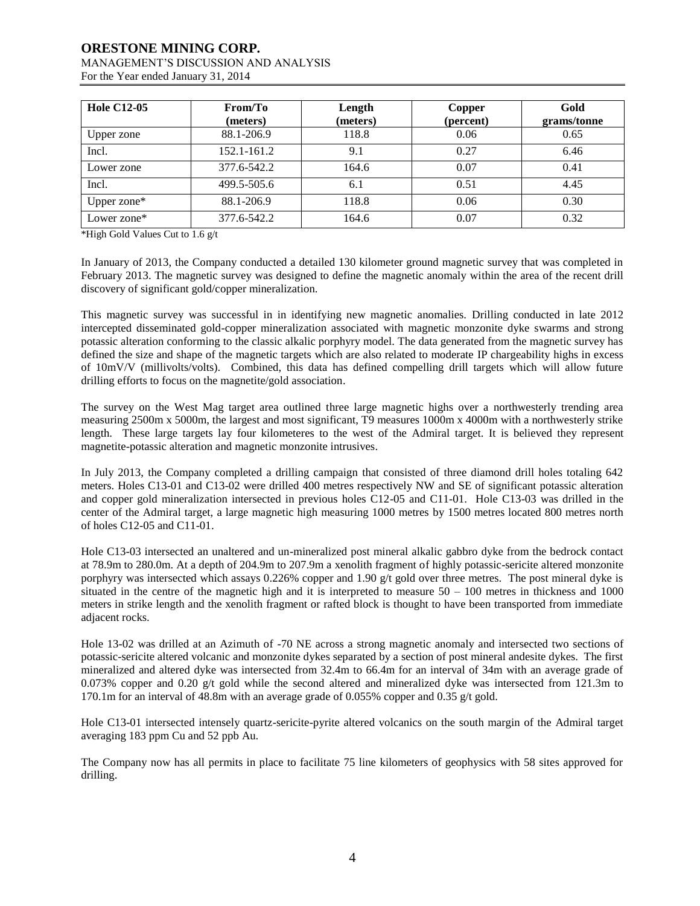| Hole C12-05 | From/To (meters) | Length (meters) | Copper (percent) | Gold grams/tonne |
|---|---|---|---|---|
| Upper zone | 88.1-206.9 | 118.8 | 0.06 | 0.65 |
| Incl. | 152.1-161.2 | 9.1 | 0.27 | 6.46 |
| Lower zone | 377.6-542.2 | 164.6 | 0.07 | 0.41 |
| Incl. | 499.5-505.6 | 6.1 | 0.51 | 4.45 |
| Upper zone* | 88.1-206.9 | 118.8 | 0.06 | 0.30 |
| Lower zone* | 377.6-542.2 | 164.6 | 0.07 | 0.32 |

*High Gold Values Cut to 1.6 g/t

In January of 2013, the Company conducted a detailed 130 kilometer ground magnetic survey that was completed in February 2013. The magnetic survey was designed to define the magnetic anomaly within the area of the recent drill discovery of significant gold/copper mineralization.

This magnetic survey was successful in in identifying new magnetic anomalies. Drilling conducted in late 2012 intercepted disseminated gold-copper mineralization associated with magnetic monzonite dyke swarms and strong potassic alteration conforming to the classic alkalic porphyry model. The data generated from the magnetic survey has defined the size and shape of the magnetic targets which are also related to moderate IP chargeability highs in excess of 10mV/V (millivolts/volts). Combined, this data has defined compelling drill targets which will allow future drilling efforts to focus on the magnetite/gold association.

The survey on the West Mag target area outlined three large magnetic highs over a northwesterly trending area measuring 2500m x 5000m, the largest and most significant, T9 measures 1000m x 4000m with a northwesterly strike length. These large targets lay four kilometeres to the west of the Admiral target. It is believed they represent magnetite-potassic alteration and magnetic monzonite intrusives.

In July 2013, the Company completed a drilling campaign that consisted of three diamond drill holes totaling 642 meters. Holes C13-01 and C13-02 were drilled 400 metres respectively NW and SE of significant potassic alteration and copper gold mineralization intersected in previous holes C12-05 and C11-01. Hole C13-03 was drilled in the center of the Admiral target, a large magnetic high measuring 1000 metres by 1500 metres located 800 metres north of holes C12-05 and C11-01.

Hole C13-03 intersected an unaltered and un-mineralized post mineral alkalic gabbro dyke from the bedrock contact at 78.9m to 280.0m. At a depth of 204.9m to 207.9m a xenolith fragment of highly potassic-sericite altered monzonite porphyry was intersected which assays 0.226% copper and 1.90 g/t gold over three metres. The post mineral dyke is situated in the centre of the magnetic high and it is interpreted to measure 50 – 100 metres in thickness and 1000 meters in strike length and the xenolith fragment or rafted block is thought to have been transported from immediate adjacent rocks.

Hole 13-02 was drilled at an Azimuth of -70 NE across a strong magnetic anomaly and intersected two sections of potassic-sericite altered volcanic and monzonite dykes separated by a section of post mineral andesite dykes. The first mineralized and altered dyke was intersected from 32.4m to 66.4m for an interval of 34m with an average grade of 0.073% copper and 0.20 g/t gold while the second altered and mineralized dyke was intersected from 121.3m to 170.1m for an interval of 48.8m with an average grade of 0.055% copper and 0.35 g/t gold.

Hole C13-01 intersected intensely quartz-sericite-pyrite altered volcanics on the south margin of the Admiral target averaging 183 ppm Cu and 52 ppb Au.

The Company now has all permits in place to facilitate 75 line kilometers of geophysics with 58 sites approved for drilling.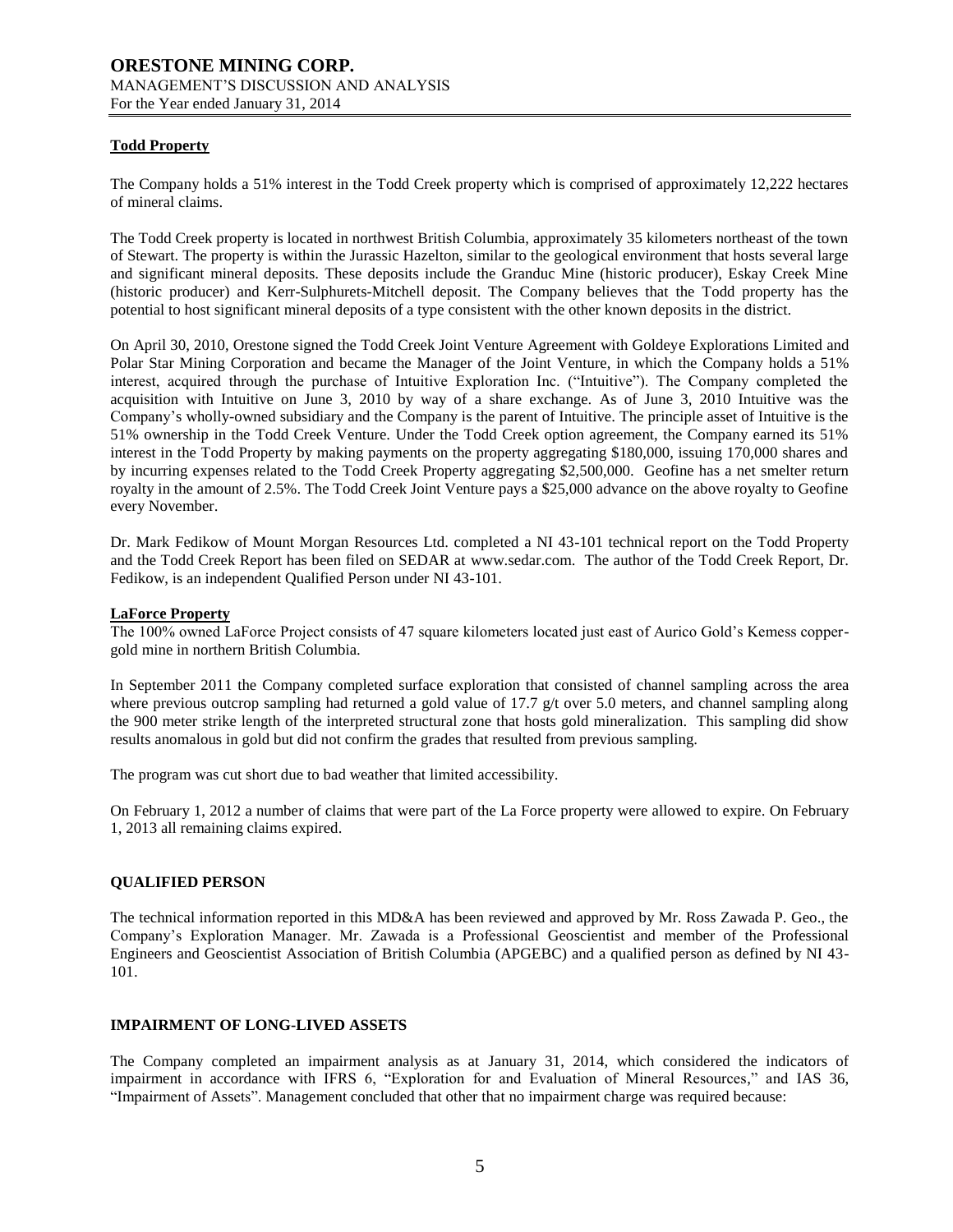### Todd Property

The Company holds a 51% interest in the Todd Creek property which is comprised of approximately 12,222 hectares of mineral claims.

The Todd Creek property is located in northwest British Columbia, approximately 35 kilometers northeast of the town of Stewart. The property is within the Jurassic Hazelton, similar to the geological environment that hosts several large and significant mineral deposits. These deposits include the Granduc Mine (historic producer), Eskay Creek Mine (historic producer) and Kerr-Sulphurets-Mitchell deposit. The Company believes that the Todd property has the potential to host significant mineral deposits of a type consistent with the other known deposits in the district.

On April 30, 2010, Orestone signed the Todd Creek Joint Venture Agreement with Goldeye Explorations Limited and Polar Star Mining Corporation and became the Manager of the Joint Venture, in which the Company holds a 51% interest, acquired through the purchase of Intuitive Exploration Inc. ("Intuitive"). The Company completed the acquisition with Intuitive on June 3, 2010 by way of a share exchange. As of June 3, 2010 Intuitive was the Company's wholly-owned subsidiary and the Company is the parent of Intuitive. The principle asset of Intuitive is the 51% ownership in the Todd Creek Venture. Under the Todd Creek option agreement, the Company earned its 51% interest in the Todd Property by making payments on the property aggregating $180,000, issuing 170,000 shares and by incurring expenses related to the Todd Creek Property aggregating $2,500,000. Geofine has a net smelter return royalty in the amount of 2.5%. The Todd Creek Joint Venture pays a $25,000 advance on the above royalty to Geofine every November.

Dr. Mark Fedikow of Mount Morgan Resources Ltd. completed a NI 43-101 technical report on the Todd Property and the Todd Creek Report has been filed on SEDAR at www.sedar.com. The author of the Todd Creek Report, Dr. Fedikow, is an independent Qualified Person under NI 43-101.

### LaForce Property

The 100% owned LaForce Project consists of 47 square kilometers located just east of Aurico Gold's Kemess copper-gold mine in northern British Columbia.

In September 2011 the Company completed surface exploration that consisted of channel sampling across the area where previous outcrop sampling had returned a gold value of 17.7 g/t over 5.0 meters, and channel sampling along the 900 meter strike length of the interpreted structural zone that hosts gold mineralization. This sampling did show results anomalous in gold but did not confirm the grades that resulted from previous sampling.

The program was cut short due to bad weather that limited accessibility.

On February 1, 2012 a number of claims that were part of the La Force property were allowed to expire. On February 1, 2013 all remaining claims expired.

## QUALIFIED PERSON

The technical information reported in this MD&A has been reviewed and approved by Mr. Ross Zawada P. Geo., the Company's Exploration Manager. Mr. Zawada is a Professional Geoscientist and member of the Professional Engineers and Geoscientist Association of British Columbia (APGEBC) and a qualified person as defined by NI 43-101.

## IMPAIRMENT OF LONG-LIVED ASSETS

The Company completed an impairment analysis as at January 31, 2014, which considered the indicators of impairment in accordance with IFRS 6, "Exploration for and Evaluation of Mineral Resources," and IAS 36, "Impairment of Assets". Management concluded that other that no impairment charge was required because: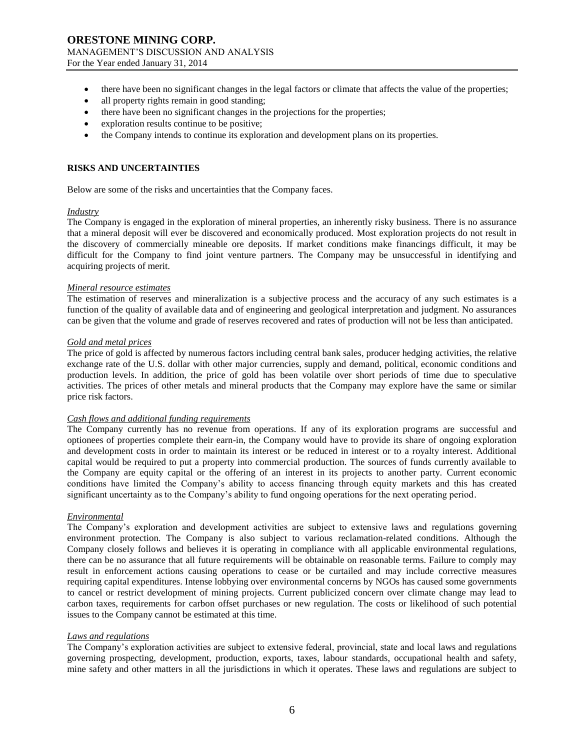- there have been no significant changes in the legal factors or climate that affects the value of the properties;
- all property rights remain in good standing;
- there have been no significant changes in the projections for the properties;
- exploration results continue to be positive;
- the Company intends to continue its exploration and development plans on its properties.

## RISKS AND UNCERTAINTIES

Below are some of the risks and uncertainties that the Company faces.

*Industry*

The Company is engaged in the exploration of mineral properties, an inherently risky business. There is no assurance that a mineral deposit will ever be discovered and economically produced. Most exploration projects do not result in the discovery of commercially mineable ore deposits. If market conditions make financings difficult, it may be difficult for the Company to find joint venture partners. The Company may be unsuccessful in identifying and acquiring projects of merit.

*Mineral resource estimates*

The estimation of reserves and mineralization is a subjective process and the accuracy of any such estimates is a function of the quality of available data and of engineering and geological interpretation and judgment. No assurances can be given that the volume and grade of reserves recovered and rates of production will not be less than anticipated.

*Gold and metal prices*

The price of gold is affected by numerous factors including central bank sales, producer hedging activities, the relative exchange rate of the U.S. dollar with other major currencies, supply and demand, political, economic conditions and production levels. In addition, the price of gold has been volatile over short periods of time due to speculative activities. The prices of other metals and mineral products that the Company may explore have the same or similar price risk factors.

*Cash flows and additional funding requirements*

The Company currently has no revenue from operations. If any of its exploration programs are successful and optionees of properties complete their earn-in, the Company would have to provide its share of ongoing exploration and development costs in order to maintain its interest or be reduced in interest or to a royalty interest. Additional capital would be required to put a property into commercial production. The sources of funds currently available to the Company are equity capital or the offering of an interest in its projects to another party. Current economic conditions have limited the Company's ability to access financing through equity markets and this has created significant uncertainty as to the Company's ability to fund ongoing operations for the next operating period.

*Environmental*

The Company's exploration and development activities are subject to extensive laws and regulations governing environment protection. The Company is also subject to various reclamation-related conditions. Although the Company closely follows and believes it is operating in compliance with all applicable environmental regulations, there can be no assurance that all future requirements will be obtainable on reasonable terms. Failure to comply may result in enforcement actions causing operations to cease or be curtailed and may include corrective measures requiring capital expenditures. Intense lobbying over environmental concerns by NGOs has caused some governments to cancel or restrict development of mining projects. Current publicized concern over climate change may lead to carbon taxes, requirements for carbon offset purchases or new regulation. The costs or likelihood of such potential issues to the Company cannot be estimated at this time.

*Laws and regulations*

The Company's exploration activities are subject to extensive federal, provincial, state and local laws and regulations governing prospecting, development, production, exports, taxes, labour standards, occupational health and safety, mine safety and other matters in all the jurisdictions in which it operates. These laws and regulations are subject to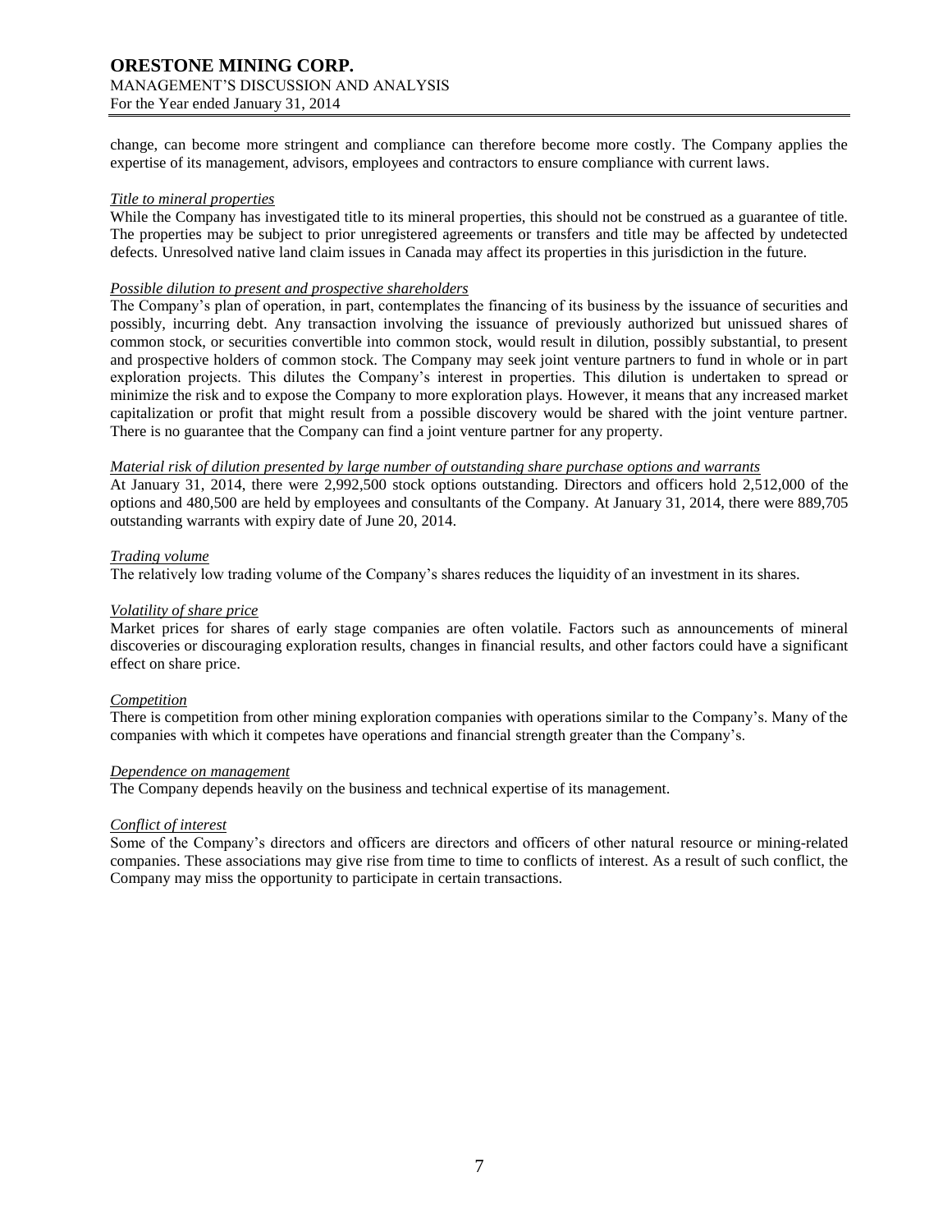change, can become more stringent and compliance can therefore become more costly. The Company applies the expertise of its management, advisors, employees and contractors to ensure compliance with current laws.

*Title to mineral properties*

While the Company has investigated title to its mineral properties, this should not be construed as a guarantee of title. The properties may be subject to prior unregistered agreements or transfers and title may be affected by undetected defects. Unresolved native land claim issues in Canada may affect its properties in this jurisdiction in the future.

*Possible dilution to present and prospective shareholders*

The Company's plan of operation, in part, contemplates the financing of its business by the issuance of securities and possibly, incurring debt. Any transaction involving the issuance of previously authorized but unissued shares of common stock, or securities convertible into common stock, would result in dilution, possibly substantial, to present and prospective holders of common stock. The Company may seek joint venture partners to fund in whole or in part exploration projects. This dilutes the Company's interest in properties. This dilution is undertaken to spread or minimize the risk and to expose the Company to more exploration plays. However, it means that any increased market capitalization or profit that might result from a possible discovery would be shared with the joint venture partner. There is no guarantee that the Company can find a joint venture partner for any property.

*Material risk of dilution presented by large number of outstanding share purchase options and warrants*

At January 31, 2014, there were 2,992,500 stock options outstanding. Directors and officers hold 2,512,000 of the options and 480,500 are held by employees and consultants of the Company. At January 31, 2014, there were 889,705 outstanding warrants with expiry date of June 20, 2014.

*Trading volume*

The relatively low trading volume of the Company's shares reduces the liquidity of an investment in its shares.

*Volatility of share price*

Market prices for shares of early stage companies are often volatile. Factors such as announcements of mineral discoveries or discouraging exploration results, changes in financial results, and other factors could have a significant effect on share price.

*Competition*

There is competition from other mining exploration companies with operations similar to the Company's. Many of the companies with which it competes have operations and financial strength greater than the Company's.

*Dependence on management*

The Company depends heavily on the business and technical expertise of its management.

*Conflict of interest*

Some of the Company's directors and officers are directors and officers of other natural resource or mining-related companies. These associations may give rise from time to time to conflicts of interest. As a result of such conflict, the Company may miss the opportunity to participate in certain transactions.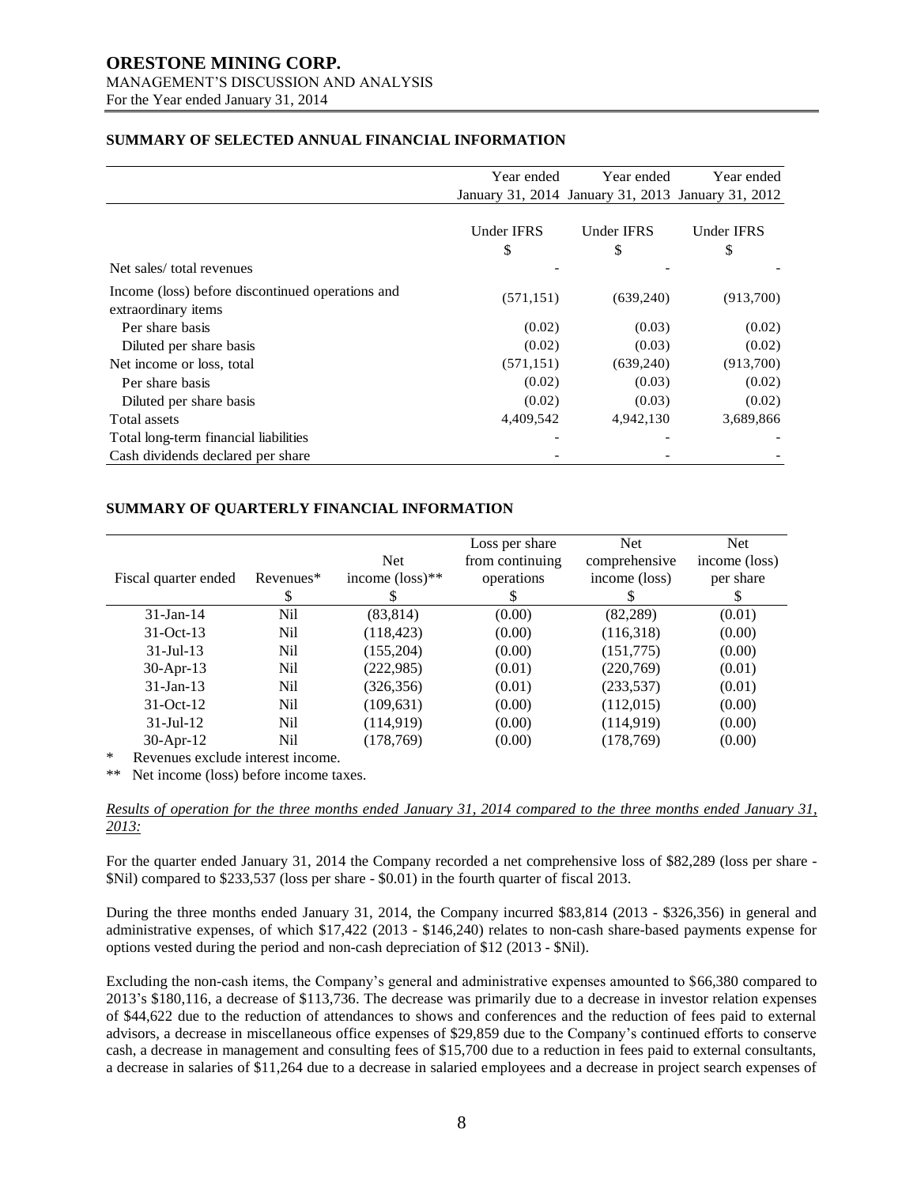## SUMMARY OF SELECTED ANNUAL FINANCIAL INFORMATION

| | Year ended January 31, 2014 | Year ended January 31, 2013 | Year ended January 31, 2012 |
|---|---|---|---|
| | Under IFRS $ | Under IFRS $ | Under IFRS $ |
| Net sales/ total revenues | - | - | - |
| Income (loss) before discontinued operations and extraordinary items | (571,151) | (639,240) | (913,700) |
| Per share basis | (0.02) | (0.03) | (0.02) |
| Diluted per share basis | (0.02) | (0.03) | (0.02) |
| Net income or loss, total | (571,151) | (639,240) | (913,700) |
| Per share basis | (0.02) | (0.03) | (0.02) |
| Diluted per share basis | (0.02) | (0.03) | (0.02) |
| Total assets | 4,409,542 | 4,942,130 | 3,689,866 |
| Total long-term financial liabilities | - | - | - |
| Cash dividends declared per share | - | - | - |

## SUMMARY OF QUARTERLY FINANCIAL INFORMATION

| Fiscal quarter ended | Revenues* $ | Net income (loss)** $ | Loss per share from continuing operations $ | Net comprehensive income (loss) $ | Net income (loss) per share $ |
|---|---|---|---|---|---|
| 31-Jan-14 | Nil | (83,814) | (0.00) | (82,289) | (0.01) |
| 31-Oct-13 | Nil | (118,423) | (0.00) | (116,318) | (0.00) |
| 31-Jul-13 | Nil | (155,204) | (0.00) | (151,775) | (0.00) |
| 30-Apr-13 | Nil | (222,985) | (0.01) | (220,769) | (0.01) |
| 31-Jan-13 | Nil | (326,356) | (0.01) | (233,537) | (0.01) |
| 31-Oct-12 | Nil | (109,631) | (0.00) | (112,015) | (0.00) |
| 31-Jul-12 | Nil | (114,919) | (0.00) | (114,919) | (0.00) |
| 30-Apr-12 | Nil | (178,769) | (0.00) | (178,769) | (0.00) |

\* Revenues exclude interest income.

\** Net income (loss) before income taxes.

*Results of operation for the three months ended January 31, 2014 compared to the three months ended January 31, 2013:*

For the quarter ended January 31, 2014 the Company recorded a net comprehensive loss of $82,289 (loss per share - $Nil) compared to $233,537 (loss per share - $0.01) in the fourth quarter of fiscal 2013.

During the three months ended January 31, 2014, the Company incurred $83,814 (2013 - $326,356) in general and administrative expenses, of which $17,422 (2013 - $146,240) relates to non-cash share-based payments expense for options vested during the period and non-cash depreciation of $12 (2013 - $Nil).

Excluding the non-cash items, the Company's general and administrative expenses amounted to $66,380 compared to 2013's $180,116, a decrease of $113,736. The decrease was primarily due to a decrease in investor relation expenses of $44,622 due to the reduction of attendances to shows and conferences and the reduction of fees paid to external advisors, a decrease in miscellaneous office expenses of $29,859 due to the Company's continued efforts to conserve cash, a decrease in management and consulting fees of $15,700 due to a reduction in fees paid to external consultants, a decrease in salaries of $11,264 due to a decrease in salaried employees and a decrease in project search expenses of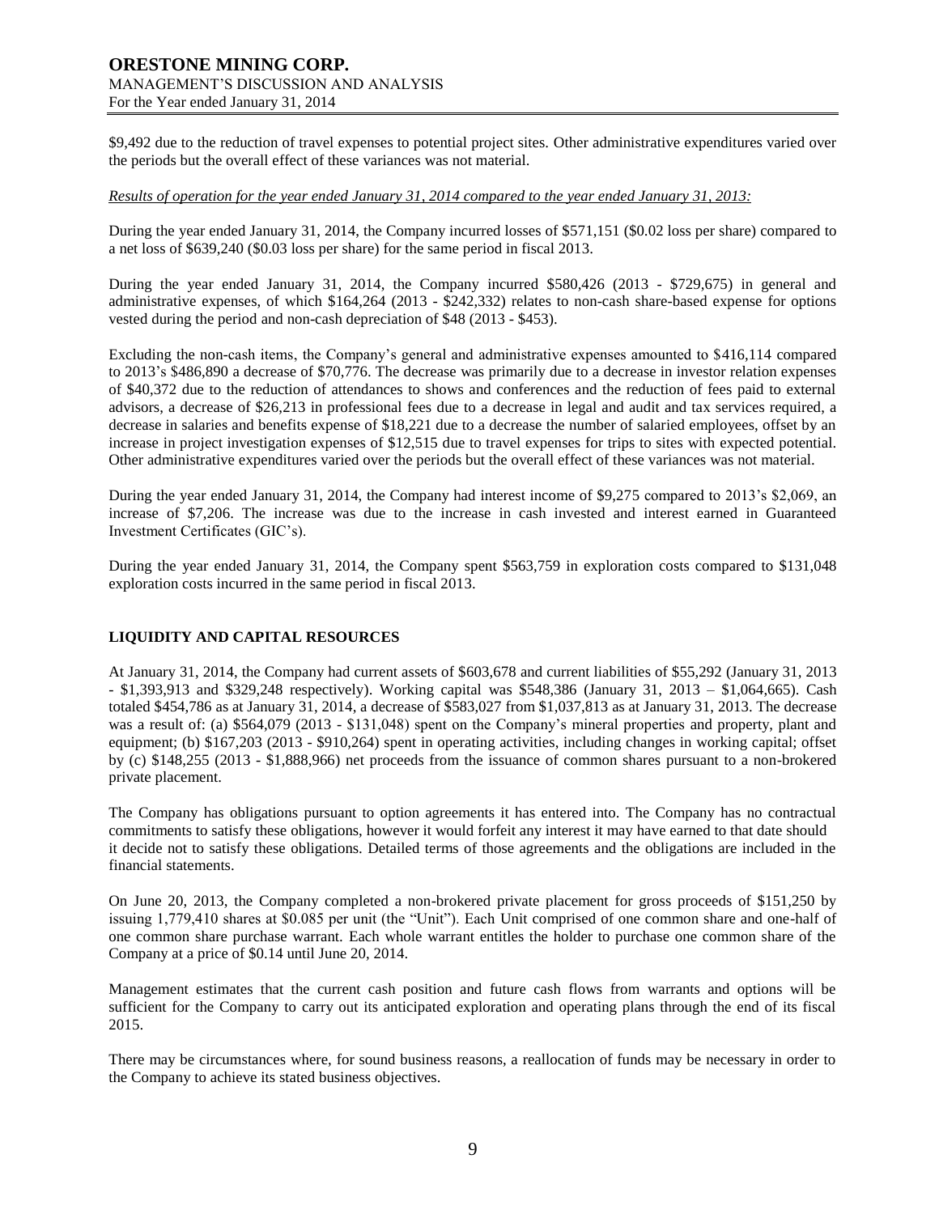$9,492 due to the reduction of travel expenses to potential project sites. Other administrative expenditures varied over the periods but the overall effect of these variances was not material.

*Results of operation for the year ended January 31, 2014 compared to the year ended January 31, 2013:*

During the year ended January 31, 2014, the Company incurred losses of $571,151 ($0.02 loss per share) compared to a net loss of $639,240 ($0.03 loss per share) for the same period in fiscal 2013.

During the year ended January 31, 2014, the Company incurred $580,426 (2013 - $729,675) in general and administrative expenses, of which $164,264 (2013 - $242,332) relates to non-cash share-based expense for options vested during the period and non-cash depreciation of $48 (2013 - $453).

Excluding the non-cash items, the Company's general and administrative expenses amounted to $416,114 compared to 2013's $486,890 a decrease of $70,776. The decrease was primarily due to a decrease in investor relation expenses of $40,372 due to the reduction of attendances to shows and conferences and the reduction of fees paid to external advisors, a decrease of $26,213 in professional fees due to a decrease in legal and audit and tax services required, a decrease in salaries and benefits expense of $18,221 due to a decrease the number of salaried employees, offset by an increase in project investigation expenses of $12,515 due to travel expenses for trips to sites with expected potential. Other administrative expenditures varied over the periods but the overall effect of these variances was not material.

During the year ended January 31, 2014, the Company had interest income of $9,275 compared to 2013's $2,069, an increase of $7,206. The increase was due to the increase in cash invested and interest earned in Guaranteed Investment Certificates (GIC's).

During the year ended January 31, 2014, the Company spent $563,759 in exploration costs compared to $131,048 exploration costs incurred in the same period in fiscal 2013.

## LIQUIDITY AND CAPITAL RESOURCES

At January 31, 2014, the Company had current assets of $603,678 and current liabilities of $55,292 (January 31, 2013 - $1,393,913 and $329,248 respectively). Working capital was $548,386 (January 31, 2013 – $1,064,665). Cash totaled $454,786 as at January 31, 2014, a decrease of $583,027 from $1,037,813 as at January 31, 2013. The decrease was a result of: (a) $564,079 (2013 - $131,048) spent on the Company's mineral properties and property, plant and equipment; (b) $167,203 (2013 - $910,264) spent in operating activities, including changes in working capital; offset by (c) $148,255 (2013 - $1,888,966) net proceeds from the issuance of common shares pursuant to a non-brokered private placement.

The Company has obligations pursuant to option agreements it has entered into. The Company has no contractual commitments to satisfy these obligations, however it would forfeit any interest it may have earned to that date should it decide not to satisfy these obligations. Detailed terms of those agreements and the obligations are included in the financial statements.

On June 20, 2013, the Company completed a non-brokered private placement for gross proceeds of $151,250 by issuing 1,779,410 shares at $0.085 per unit (the "Unit"). Each Unit comprised of one common share and one-half of one common share purchase warrant. Each whole warrant entitles the holder to purchase one common share of the Company at a price of $0.14 until June 20, 2014.

Management estimates that the current cash position and future cash flows from warrants and options will be sufficient for the Company to carry out its anticipated exploration and operating plans through the end of its fiscal 2015.

There may be circumstances where, for sound business reasons, a reallocation of funds may be necessary in order to the Company to achieve its stated business objectives.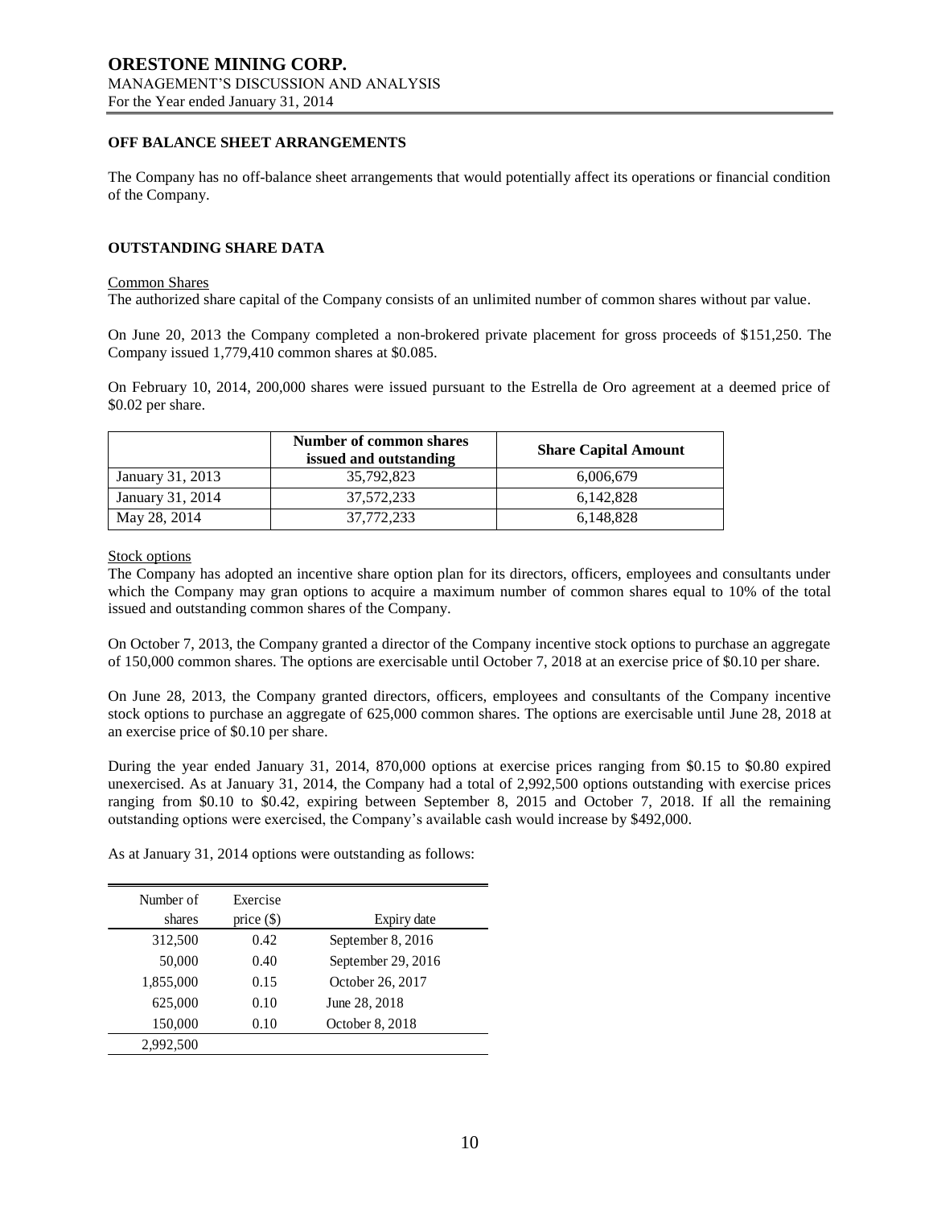## OFF BALANCE SHEET ARRANGEMENTS

The Company has no off-balance sheet arrangements that would potentially affect its operations or financial condition of the Company.

## OUTSTANDING SHARE DATA

Common Shares

The authorized share capital of the Company consists of an unlimited number of common shares without par value.

On June 20, 2013 the Company completed a non-brokered private placement for gross proceeds of $151,250. The Company issued 1,779,410 common shares at $0.085.

On February 10, 2014, 200,000 shares were issued pursuant to the Estrella de Oro agreement at a deemed price of $0.02 per share.

| | Number of common shares issued and outstanding | Share Capital Amount |
|---|---|---|
| January 31, 2013 | 35,792,823 | 6,006,679 |
| January 31, 2014 | 37,572,233 | 6,142,828 |
| May 28, 2014 | 37,772,233 | 6,148,828 |

Stock options

The Company has adopted an incentive share option plan for its directors, officers, employees and consultants under which the Company may gran options to acquire a maximum number of common shares equal to 10% of the total issued and outstanding common shares of the Company.

On October 7, 2013, the Company granted a director of the Company incentive stock options to purchase an aggregate of 150,000 common shares. The options are exercisable until October 7, 2018 at an exercise price of $0.10 per share.

On June 28, 2013, the Company granted directors, officers, employees and consultants of the Company incentive stock options to purchase an aggregate of 625,000 common shares. The options are exercisable until June 28, 2018 at an exercise price of $0.10 per share.

During the year ended January 31, 2014, 870,000 options at exercise prices ranging from $0.15 to $0.80 expired unexercised. As at January 31, 2014, the Company had a total of 2,992,500 options outstanding with exercise prices ranging from $0.10 to $0.42, expiring between September 8, 2015 and October 7, 2018. If all the remaining outstanding options were exercised, the Company's available cash would increase by $492,000.

As at January 31, 2014 options were outstanding as follows:

| Number of shares | Exercise price ($) | Expiry date |
|---|---|---|
| 312,500 | 0.42 | September 8, 2016 |
| 50,000 | 0.40 | September 29, 2016 |
| 1,855,000 | 0.15 | October 26, 2017 |
| 625,000 | 0.10 | June 28, 2018 |
| 150,000 | 0.10 | October 8, 2018 |
| 2,992,500 | | |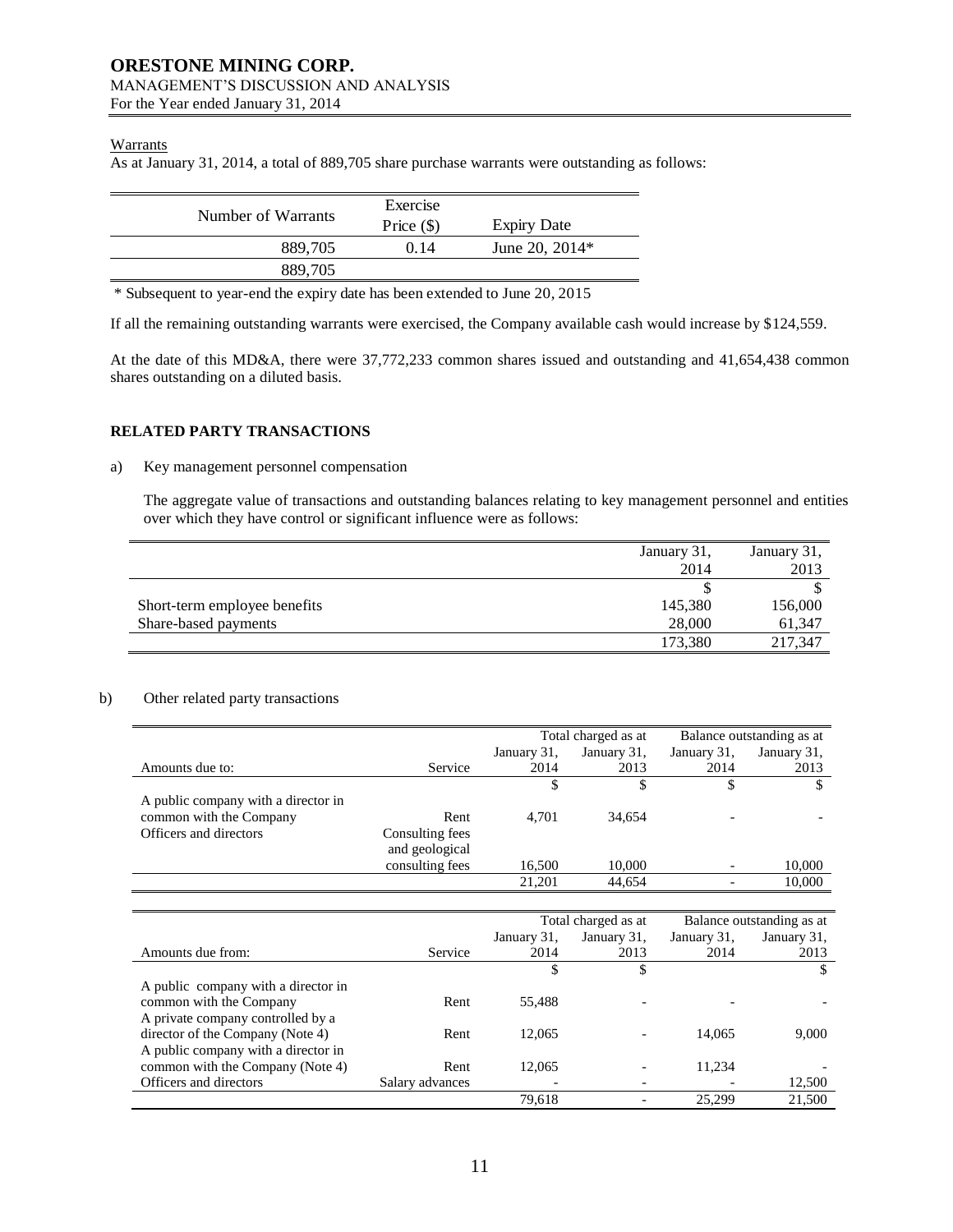Warrants

As at January 31, 2014, a total of 889,705 share purchase warrants were outstanding as follows:

| Number of Warrants | Exercise Price ($) | Expiry Date |
|---|---|---|
| 889,705 | 0.14 | June 20, 2014* |
| 889,705 | | |

\* Subsequent to year-end the expiry date has been extended to June 20, 2015

If all the remaining outstanding warrants were exercised, the Company available cash would increase by $124,559.

At the date of this MD&A, there were 37,772,233 common shares issued and outstanding and 41,654,438 common shares outstanding on a diluted basis.

## RELATED PARTY TRANSACTIONS

a) Key management personnel compensation

The aggregate value of transactions and outstanding balances relating to key management personnel and entities over which they have control or significant influence were as follows:

| | January 31, 2014 | January 31, 2013 |
|---|---|---|
| | $ | $ |
| Short-term employee benefits | 145,380 | 156,000 |
| Share-based payments | 28,000 | 61,347 |
| | 173,380 | 217,347 |

b) Other related party transactions

| | | Total charged as at | | Balance outstanding as at | |
|---|---|---|---|---|---|
| Amounts due to: | Service | January 31, 2014 | January 31, 2013 | January 31, 2014 | January 31, 2013 |
| | | $ | $ | $ | $ |
| A public company with a director in common with the Company | Rent | 4,701 | 34,654 | - | - |
| Officers and directors | Consulting fees and geological consulting fees | 16,500 | 10,000 | - | 10,000 |
| | | 21,201 | 44,654 | - | 10,000 |

| | | Total charged as at | | Balance outstanding as at | |
|---|---|---|---|---|---|
| Amounts due from: | Service | January 31, 2014 | January 31, 2013 | January 31, 2014 | January 31, 2013 |
| | | $ | $ | | $ |
| A public company with a director in common with the Company | Rent | 55,488 | - | - | - |
| A private company controlled by a director of the Company (Note 4) | Rent | 12,065 | - | 14,065 | 9,000 |
| A public company with a director in common with the Company (Note 4) | Rent | 12,065 | - | 11,234 | - |
| Officers and directors | Salary advances | - | - | - | 12,500 |
| | | 79,618 | - | 25,299 | 21,500 |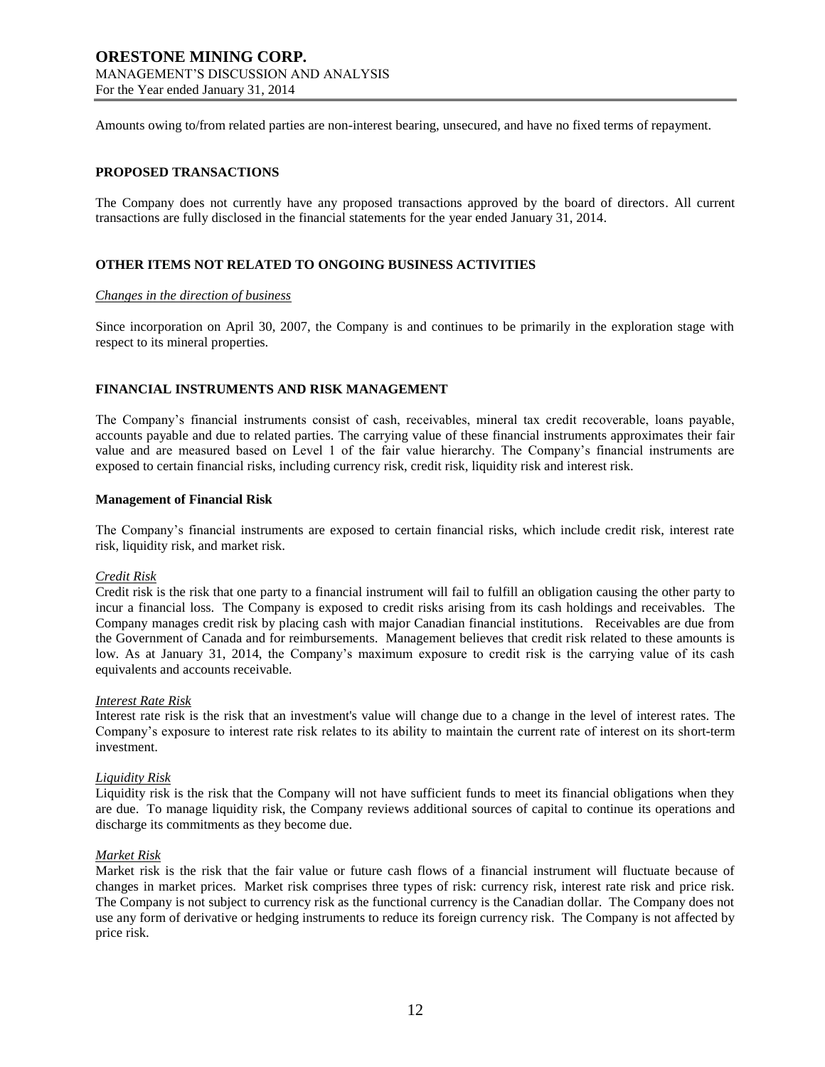Amounts owing to/from related parties are non-interest bearing, unsecured, and have no fixed terms of repayment.

## PROPOSED TRANSACTIONS

The Company does not currently have any proposed transactions approved by the board of directors. All current transactions are fully disclosed in the financial statements for the year ended January 31, 2014.

## OTHER ITEMS NOT RELATED TO ONGOING BUSINESS ACTIVITIES

*Changes in the direction of business*

Since incorporation on April 30, 2007, the Company is and continues to be primarily in the exploration stage with respect to its mineral properties.

## FINANCIAL INSTRUMENTS AND RISK MANAGEMENT

The Company's financial instruments consist of cash, receivables, mineral tax credit recoverable, loans payable, accounts payable and due to related parties. The carrying value of these financial instruments approximates their fair value and are measured based on Level 1 of the fair value hierarchy. The Company's financial instruments are exposed to certain financial risks, including currency risk, credit risk, liquidity risk and interest risk.

### Management of Financial Risk

The Company's financial instruments are exposed to certain financial risks, which include credit risk, interest rate risk, liquidity risk, and market risk.

*Credit Risk*

Credit risk is the risk that one party to a financial instrument will fail to fulfill an obligation causing the other party to incur a financial loss. The Company is exposed to credit risks arising from its cash holdings and receivables. The Company manages credit risk by placing cash with major Canadian financial institutions. Receivables are due from the Government of Canada and for reimbursements. Management believes that credit risk related to these amounts is low. As at January 31, 2014, the Company's maximum exposure to credit risk is the carrying value of its cash equivalents and accounts receivable.

*Interest Rate Risk*

Interest rate risk is the risk that an investment's value will change due to a change in the level of interest rates. The Company's exposure to interest rate risk relates to its ability to maintain the current rate of interest on its short-term investment.

*Liquidity Risk*

Liquidity risk is the risk that the Company will not have sufficient funds to meet its financial obligations when they are due. To manage liquidity risk, the Company reviews additional sources of capital to continue its operations and discharge its commitments as they become due.

*Market Risk*

Market risk is the risk that the fair value or future cash flows of a financial instrument will fluctuate because of changes in market prices. Market risk comprises three types of risk: currency risk, interest rate risk and price risk. The Company is not subject to currency risk as the functional currency is the Canadian dollar. The Company does not use any form of derivative or hedging instruments to reduce its foreign currency risk. The Company is not affected by price risk.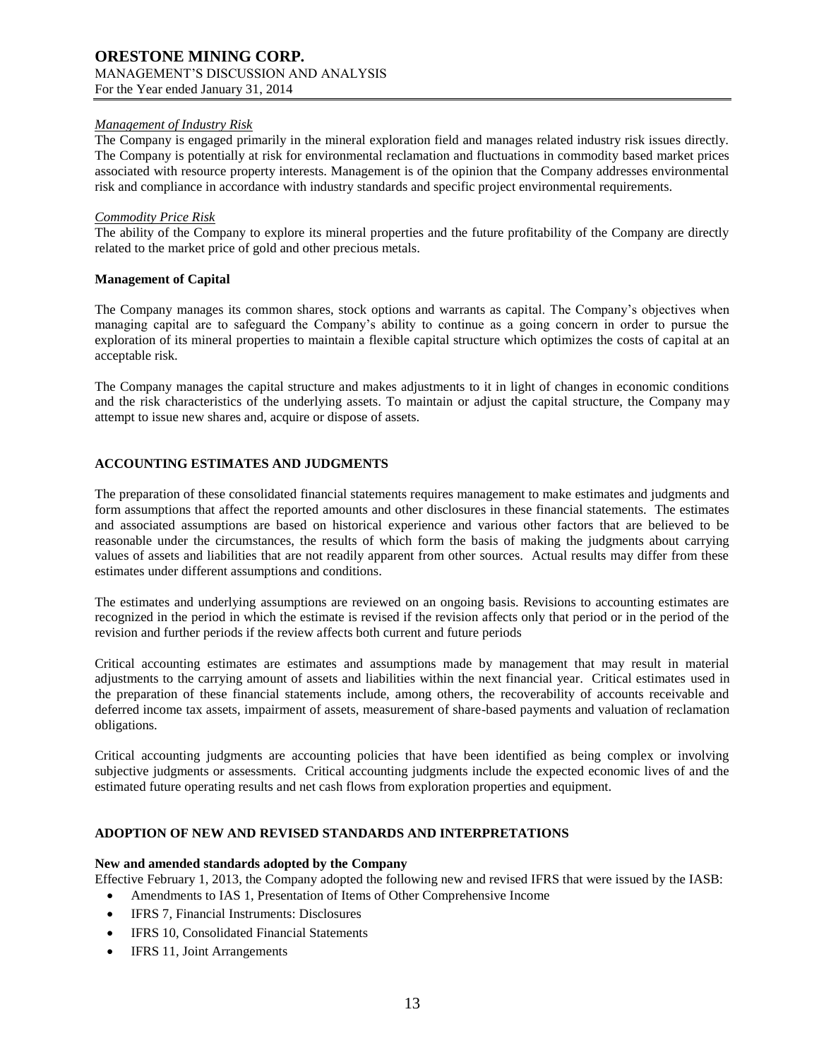*Management of Industry Risk*

The Company is engaged primarily in the mineral exploration field and manages related industry risk issues directly. The Company is potentially at risk for environmental reclamation and fluctuations in commodity based market prices associated with resource property interests. Management is of the opinion that the Company addresses environmental risk and compliance in accordance with industry standards and specific project environmental requirements.

*Commodity Price Risk*

The ability of the Company to explore its mineral properties and the future profitability of the Company are directly related to the market price of gold and other precious metals.

**Management of Capital**

The Company manages its common shares, stock options and warrants as capital. The Company's objectives when managing capital are to safeguard the Company's ability to continue as a going concern in order to pursue the exploration of its mineral properties to maintain a flexible capital structure which optimizes the costs of capital at an acceptable risk.

The Company manages the capital structure and makes adjustments to it in light of changes in economic conditions and the risk characteristics of the underlying assets. To maintain or adjust the capital structure, the Company may attempt to issue new shares and, acquire or dispose of assets.

## ACCOUNTING ESTIMATES AND JUDGMENTS

The preparation of these consolidated financial statements requires management to make estimates and judgments and form assumptions that affect the reported amounts and other disclosures in these financial statements. The estimates and associated assumptions are based on historical experience and various other factors that are believed to be reasonable under the circumstances, the results of which form the basis of making the judgments about carrying values of assets and liabilities that are not readily apparent from other sources. Actual results may differ from these estimates under different assumptions and conditions.

The estimates and underlying assumptions are reviewed on an ongoing basis. Revisions to accounting estimates are recognized in the period in which the estimate is revised if the revision affects only that period or in the period of the revision and further periods if the review affects both current and future periods

Critical accounting estimates are estimates and assumptions made by management that may result in material adjustments to the carrying amount of assets and liabilities within the next financial year. Critical estimates used in the preparation of these financial statements include, among others, the recoverability of accounts receivable and deferred income tax assets, impairment of assets, measurement of share-based payments and valuation of reclamation obligations.

Critical accounting judgments are accounting policies that have been identified as being complex or involving subjective judgments or assessments. Critical accounting judgments include the expected economic lives of and the estimated future operating results and net cash flows from exploration properties and equipment.

## ADOPTION OF NEW AND REVISED STANDARDS AND INTERPRETATIONS

**New and amended standards adopted by the Company**

Effective February 1, 2013, the Company adopted the following new and revised IFRS that were issued by the IASB:

- Amendments to IAS 1, Presentation of Items of Other Comprehensive Income
- IFRS 7, Financial Instruments: Disclosures
- IFRS 10, Consolidated Financial Statements
- IFRS 11, Joint Arrangements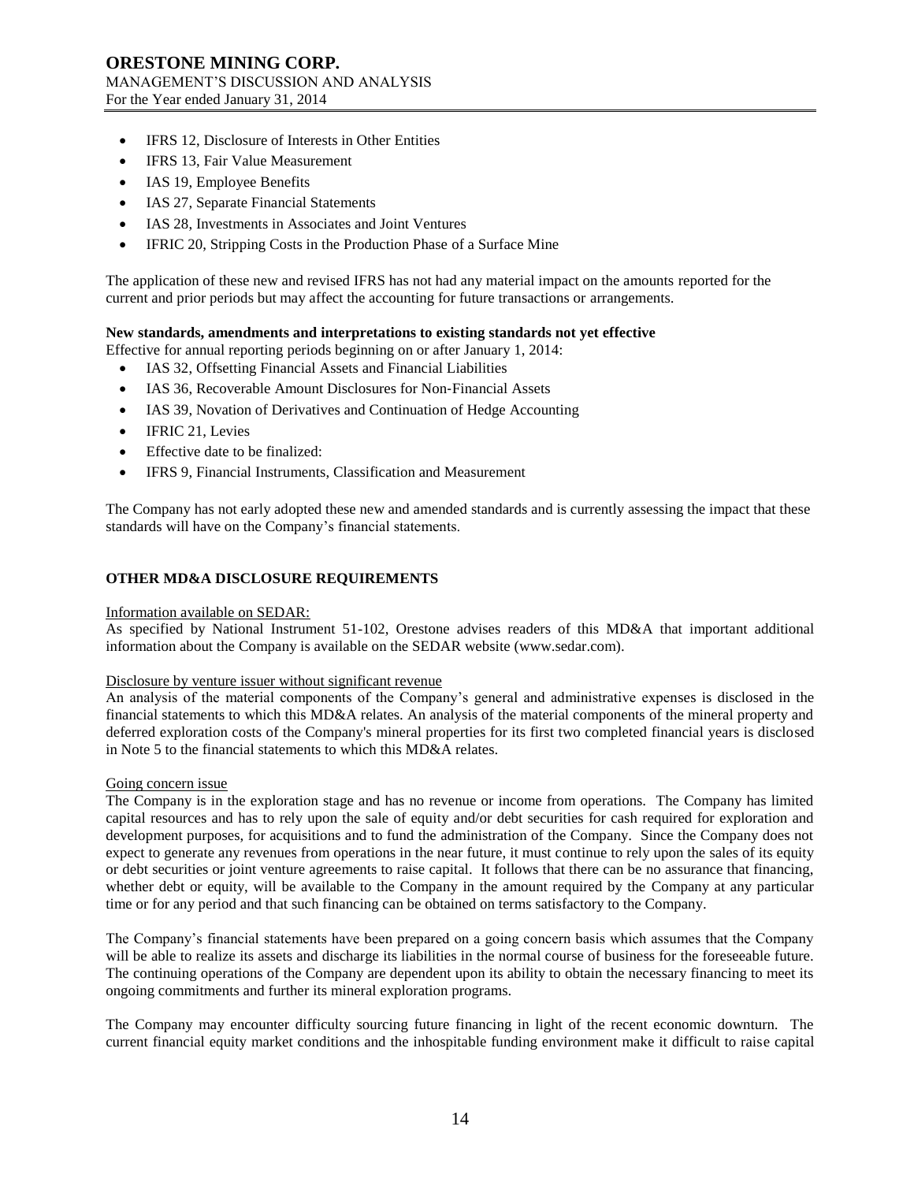- IFRS 12, Disclosure of Interests in Other Entities
- IFRS 13, Fair Value Measurement
- IAS 19, Employee Benefits
- IAS 27, Separate Financial Statements
- IAS 28, Investments in Associates and Joint Ventures
- IFRIC 20, Stripping Costs in the Production Phase of a Surface Mine

The application of these new and revised IFRS has not had any material impact on the amounts reported for the current and prior periods but may affect the accounting for future transactions or arrangements.

**New standards, amendments and interpretations to existing standards not yet effective**

Effective for annual reporting periods beginning on or after January 1, 2014:

- IAS 32, Offsetting Financial Assets and Financial Liabilities
- IAS 36, Recoverable Amount Disclosures for Non-Financial Assets
- IAS 39, Novation of Derivatives and Continuation of Hedge Accounting
- IFRIC 21, Levies
- Effective date to be finalized:
- IFRS 9, Financial Instruments, Classification and Measurement

The Company has not early adopted these new and amended standards and is currently assessing the impact that these standards will have on the Company's financial statements.

## OTHER MD&A DISCLOSURE REQUIREMENTS

Information available on SEDAR:

As specified by National Instrument 51-102, Orestone advises readers of this MD&A that important additional information about the Company is available on the SEDAR website (www.sedar.com).

Disclosure by venture issuer without significant revenue

An analysis of the material components of the Company's general and administrative expenses is disclosed in the financial statements to which this MD&A relates. An analysis of the material components of the mineral property and deferred exploration costs of the Company's mineral properties for its first two completed financial years is disclosed in Note 5 to the financial statements to which this MD&A relates.

Going concern issue

The Company is in the exploration stage and has no revenue or income from operations. The Company has limited capital resources and has to rely upon the sale of equity and/or debt securities for cash required for exploration and development purposes, for acquisitions and to fund the administration of the Company. Since the Company does not expect to generate any revenues from operations in the near future, it must continue to rely upon the sales of its equity or debt securities or joint venture agreements to raise capital. It follows that there can be no assurance that financing, whether debt or equity, will be available to the Company in the amount required by the Company at any particular time or for any period and that such financing can be obtained on terms satisfactory to the Company.

The Company's financial statements have been prepared on a going concern basis which assumes that the Company will be able to realize its assets and discharge its liabilities in the normal course of business for the foreseeable future. The continuing operations of the Company are dependent upon its ability to obtain the necessary financing to meet its ongoing commitments and further its mineral exploration programs.

The Company may encounter difficulty sourcing future financing in light of the recent economic downturn. The current financial equity market conditions and the inhospitable funding environment make it difficult to raise capital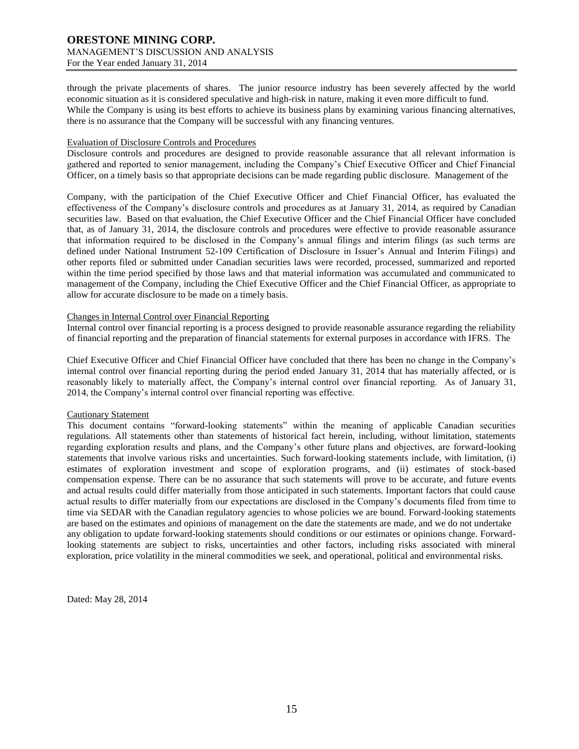through the private placements of shares. The junior resource industry has been severely affected by the world economic situation as it is considered speculative and high-risk in nature, making it even more difficult to fund. While the Company is using its best efforts to achieve its business plans by examining various financing alternatives, there is no assurance that the Company will be successful with any financing ventures.

Evaluation of Disclosure Controls and Procedures

Disclosure controls and procedures are designed to provide reasonable assurance that all relevant information is gathered and reported to senior management, including the Company's Chief Executive Officer and Chief Financial Officer, on a timely basis so that appropriate decisions can be made regarding public disclosure. Management of the Company, with the participation of the Chief Executive Officer and Chief Financial Officer, has evaluated the effectiveness of the Company's disclosure controls and procedures as at January 31, 2014, as required by Canadian securities law. Based on that evaluation, the Chief Executive Officer and the Chief Financial Officer have concluded that, as of January 31, 2014, the disclosure controls and procedures were effective to provide reasonable assurance that information required to be disclosed in the Company's annual filings and interim filings (as such terms are defined under National Instrument 52-109 Certification of Disclosure in Issuer's Annual and Interim Filings) and other reports filed or submitted under Canadian securities laws were recorded, processed, summarized and reported within the time period specified by those laws and that material information was accumulated and communicated to management of the Company, including the Chief Executive Officer and the Chief Financial Officer, as appropriate to allow for accurate disclosure to be made on a timely basis.

Changes in Internal Control over Financial Reporting

Internal control over financial reporting is a process designed to provide reasonable assurance regarding the reliability of financial reporting and the preparation of financial statements for external purposes in accordance with IFRS. The Chief Executive Officer and Chief Financial Officer have concluded that there has been no change in the Company's internal control over financial reporting during the period ended January 31, 2014 that has materially affected, or is reasonably likely to materially affect, the Company's internal control over financial reporting. As of January 31, 2014, the Company's internal control over financial reporting was effective.

Cautionary Statement

This document contains "forward-looking statements" within the meaning of applicable Canadian securities regulations. All statements other than statements of historical fact herein, including, without limitation, statements regarding exploration results and plans, and the Company's other future plans and objectives, are forward-looking statements that involve various risks and uncertainties. Such forward-looking statements include, with limitation, (i) estimates of exploration investment and scope of exploration programs, and (ii) estimates of stock-based compensation expense. There can be no assurance that such statements will prove to be accurate, and future events and actual results could differ materially from those anticipated in such statements. Important factors that could cause actual results to differ materially from our expectations are disclosed in the Company's documents filed from time to time via SEDAR with the Canadian regulatory agencies to whose policies we are bound. Forward-looking statements are based on the estimates and opinions of management on the date the statements are made, and we do not undertake any obligation to update forward-looking statements should conditions or our estimates or opinions change. Forward-looking statements are subject to risks, uncertainties and other factors, including risks associated with mineral exploration, price volatility in the mineral commodities we seek, and operational, political and environmental risks.

Dated: May 28, 2014